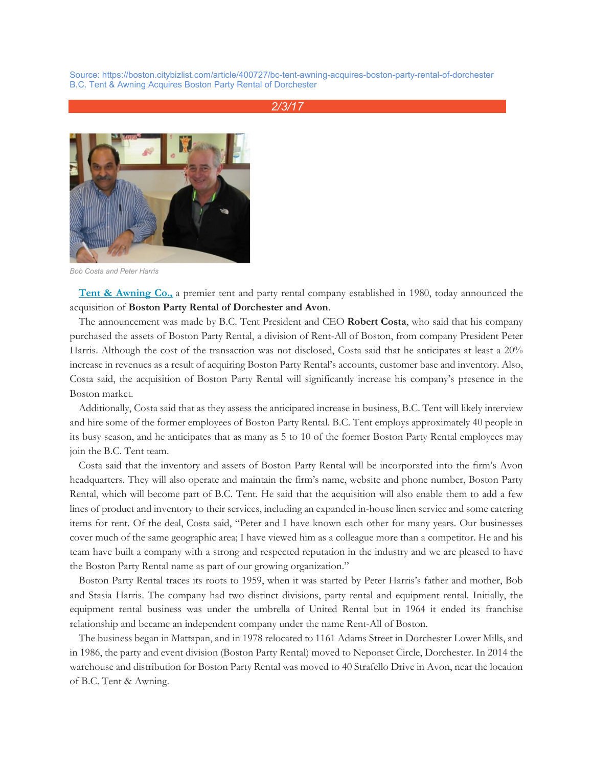Source: https://boston.citybizlist.com/article/400727/bc-tent-awning-acquires-boston-party-rental-of-dorchester
B.C. Tent & Awning Acquires Boston Party Rental of Dorchester

*2/3/17*

*Bob Costa and Peter Harris*

**Tent & Awning Co.,** a premier tent and party rental company established in 1980, today announced the acquisition of **Boston Party Rental of Dorchester and Avon**.

The announcement was made by B.C. Tent President and CEO **Robert Costa**, who said that his company purchased the assets of Boston Party Rental, a division of Rent-All of Boston, from company President Peter Harris. Although the cost of the transaction was not disclosed, Costa said that he anticipates at least a 20% increase in revenues as a result of acquiring Boston Party Rental's accounts, customer base and inventory. Also, Costa said, the acquisition of Boston Party Rental will significantly increase his company's presence in the Boston market.

Additionally, Costa said that as they assess the anticipated increase in business, B.C. Tent will likely interview and hire some of the former employees of Boston Party Rental. B.C. Tent employs approximately 40 people in its busy season, and he anticipates that as many as 5 to 10 of the former Boston Party Rental employees may join the B.C. Tent team.

Costa said that the inventory and assets of Boston Party Rental will be incorporated into the firm's Avon headquarters. They will also operate and maintain the firm's name, website and phone number, Boston Party Rental, which will become part of B.C. Tent. He said that the acquisition will also enable them to add a few lines of product and inventory to their services, including an expanded in-house linen service and some catering items for rent. Of the deal, Costa said, "Peter and I have known each other for many years. Our businesses cover much of the same geographic area; I have viewed him as a colleague more than a competitor. He and his team have built a company with a strong and respected reputation in the industry and we are pleased to have the Boston Party Rental name as part of our growing organization."

Boston Party Rental traces its roots to 1959, when it was started by Peter Harris's father and mother, Bob and Stasia Harris. The company had two distinct divisions, party rental and equipment rental. Initially, the equipment rental business was under the umbrella of United Rental but in 1964 it ended its franchise relationship and became an independent company under the name Rent-All of Boston.

The business began in Mattapan, and in 1978 relocated to 1161 Adams Street in Dorchester Lower Mills, and in 1986, the party and event division (Boston Party Rental) moved to Neponset Circle, Dorchester. In 2014 the warehouse and distribution for Boston Party Rental was moved to 40 Strafello Drive in Avon, near the location of B.C. Tent & Awning.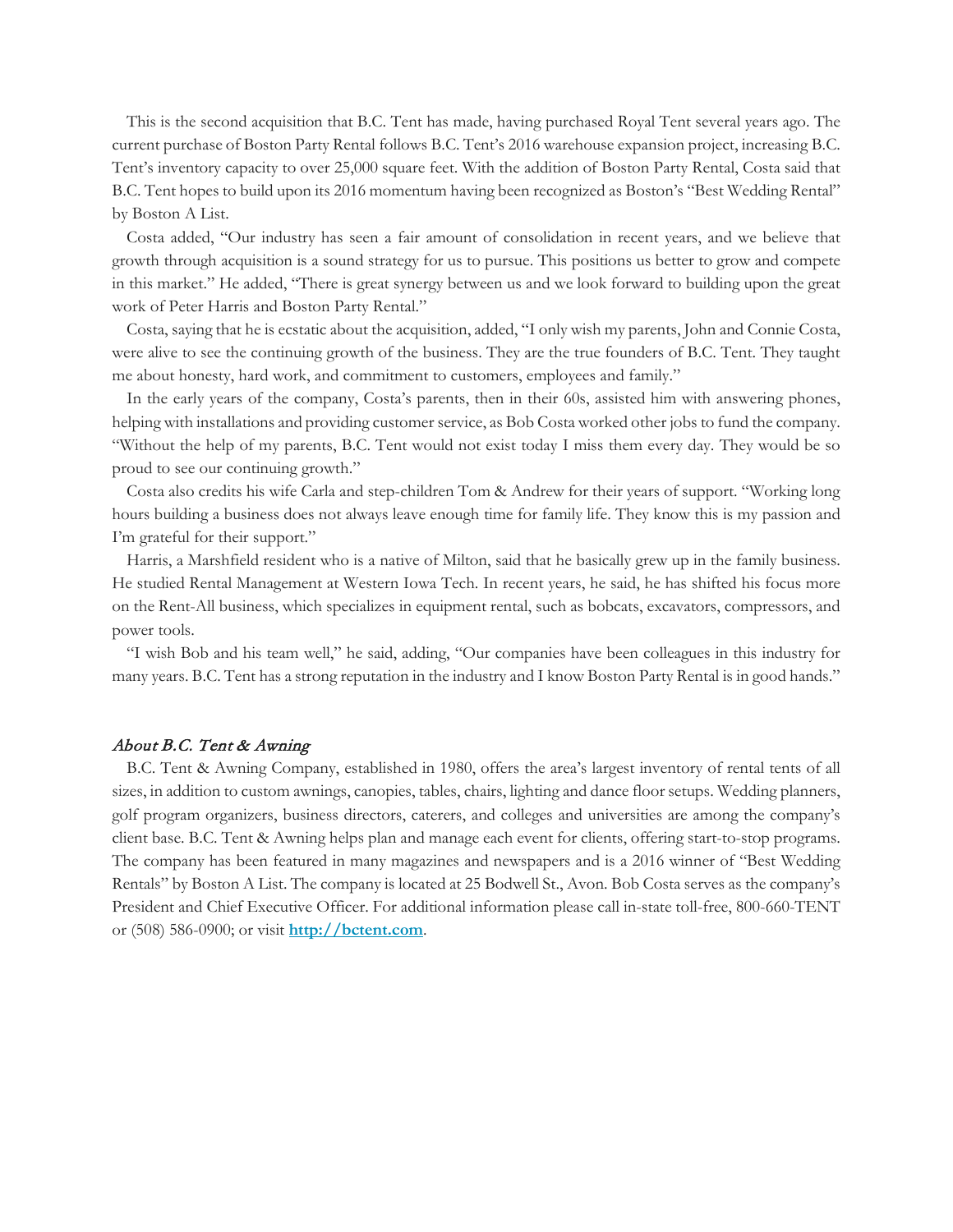This is the second acquisition that B.C. Tent has made, having purchased Royal Tent several years ago. The current purchase of Boston Party Rental follows B.C. Tent's 2016 warehouse expansion project, increasing B.C. Tent's inventory capacity to over 25,000 square feet. With the addition of Boston Party Rental, Costa said that B.C. Tent hopes to build upon its 2016 momentum having been recognized as Boston's "Best Wedding Rental" by Boston A List.

Costa added, "Our industry has seen a fair amount of consolidation in recent years, and we believe that growth through acquisition is a sound strategy for us to pursue. This positions us better to grow and compete in this market." He added, "There is great synergy between us and we look forward to building upon the great work of Peter Harris and Boston Party Rental."

Costa, saying that he is ecstatic about the acquisition, added, "I only wish my parents, John and Connie Costa, were alive to see the continuing growth of the business. They are the true founders of B.C. Tent. They taught me about honesty, hard work, and commitment to customers, employees and family."

In the early years of the company, Costa's parents, then in their 60s, assisted him with answering phones, helping with installations and providing customer service, as Bob Costa worked other jobs to fund the company. "Without the help of my parents, B.C. Tent would not exist today I miss them every day. They would be so proud to see our continuing growth."

Costa also credits his wife Carla and step-children Tom & Andrew for their years of support. "Working long hours building a business does not always leave enough time for family life. They know this is my passion and I'm grateful for their support."

Harris, a Marshfield resident who is a native of Milton, said that he basically grew up in the family business. He studied Rental Management at Western Iowa Tech. In recent years, he said, he has shifted his focus more on the Rent-All business, which specializes in equipment rental, such as bobcats, excavators, compressors, and power tools.

"I wish Bob and his team well," he said, adding, "Our companies have been colleagues in this industry for many years. B.C. Tent has a strong reputation in the industry and I know Boston Party Rental is in good hands."

### *About B.C. Tent & Awning*

B.C. Tent & Awning Company, established in 1980, offers the area's largest inventory of rental tents of all sizes, in addition to custom awnings, canopies, tables, chairs, lighting and dance floor setups. Wedding planners, golf program organizers, business directors, caterers, and colleges and universities are among the company's client base. B.C. Tent & Awning helps plan and manage each event for clients, offering start-to-stop programs. The company has been featured in many magazines and newspapers and is a 2016 winner of "Best Wedding Rentals" by Boston A List. The company is located at 25 Bodwell St., Avon. Bob Costa serves as the company's President and Chief Executive Officer. For additional information please call in-state toll-free, 800-660-TENT or (508) 586-0900; or visit **http://bctent.com**.